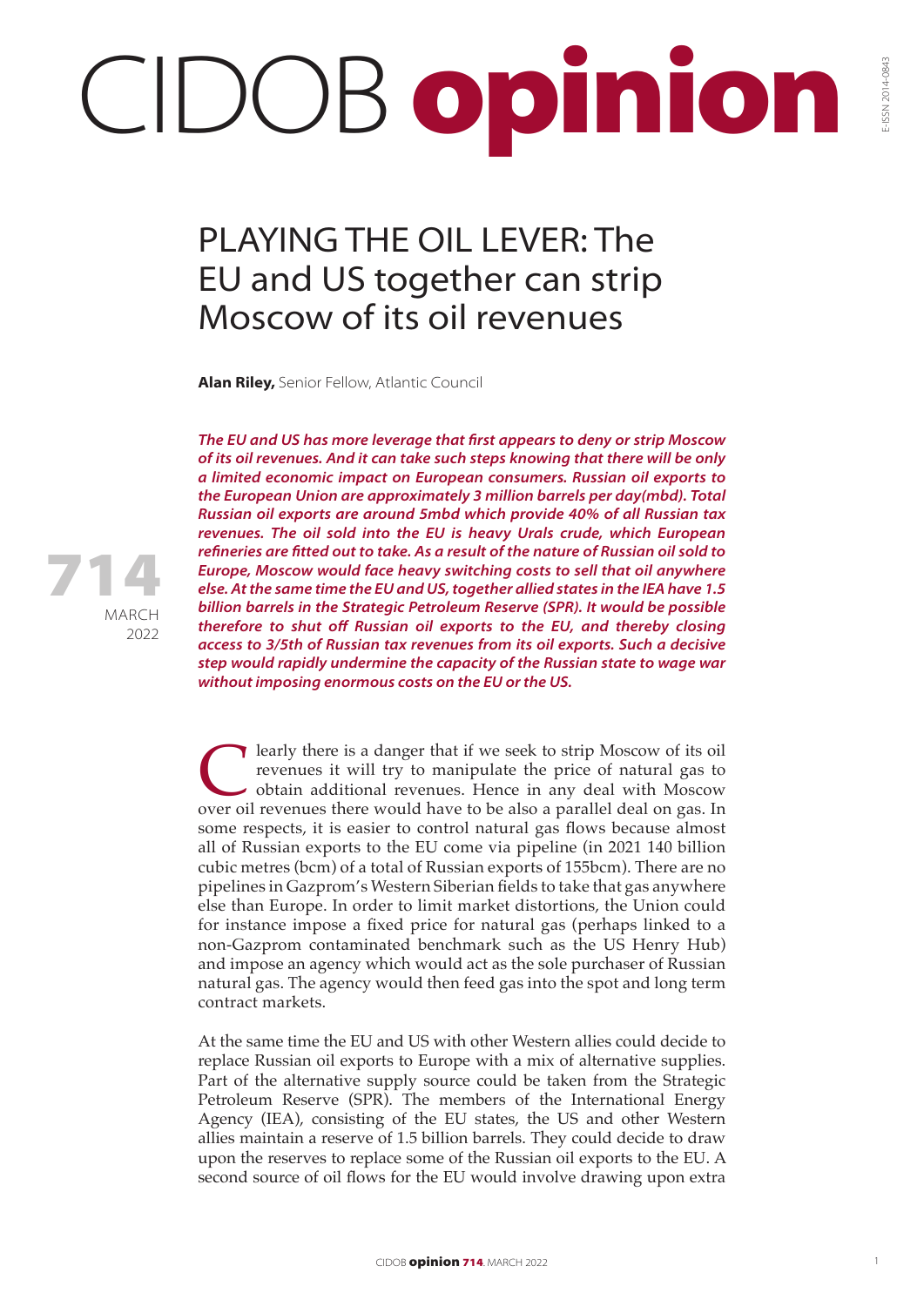# CIDOB opinion

# PLAYING THE OIL LEVER: The EU and US together can strip Moscow of its oil revenues

**Alan Riley,** Senior Fellow, Atlantic Council

714 MARCH 2022

***The EU and US has more leverage that first appears to deny or strip Moscow of its oil revenues. And it can take such steps knowing that there will be only a limited economic impact on European consumers. Russian oil exports to the European Union are approximately 3 million barrels per day(mbd). Total Russian oil exports are around 5mbd which provide 40% of all Russian tax revenues. The oil sold into the EU is heavy Urals crude, which European refineries are fitted out to take. As a result of the nature of Russian oil sold to Europe, Moscow would face heavy switching costs to sell that oil anywhere else. At the same time the EU and US, together allied states in the IEA have 1.5 billion barrels in the Strategic Petroleum Reserve (SPR). It would be possible therefore to shut off Russian oil exports to the EU, and thereby closing access to 3/5th of Russian tax revenues from its oil exports. Such a decisive step would rapidly undermine the capacity of the Russian state to wage war without imposing enormous costs on the EU or the US.***

Clearly there is a danger that if we seek to strip Moscow of its oil revenues it will try to manipulate the price of natural gas to obtain additional revenues. Hence in any deal with Moscow over oil revenues there would have to be also a parallel deal on gas. In some respects, it is easier to control natural gas flows because almost all of Russian exports to the EU come via pipeline (in 2021 140 billion cubic metres (bcm) of a total of Russian exports of 155bcm). There are no pipelines in Gazprom's Western Siberian fields to take that gas anywhere else than Europe. In order to limit market distortions, the Union could for instance impose a fixed price for natural gas (perhaps linked to a non-Gazprom contaminated benchmark such as the US Henry Hub) and impose an agency which would act as the sole purchaser of Russian natural gas. The agency would then feed gas into the spot and long term contract markets.

At the same time the EU and US with other Western allies could decide to replace Russian oil exports to Europe with a mix of alternative supplies. Part of the alternative supply source could be taken from the Strategic Petroleum Reserve (SPR). The members of the International Energy Agency (IEA), consisting of the EU states, the US and other Western allies maintain a reserve of 1.5 billion barrels. They could decide to draw upon the reserves to replace some of the Russian oil exports to the EU. A second source of oil flows for the EU would involve drawing upon extra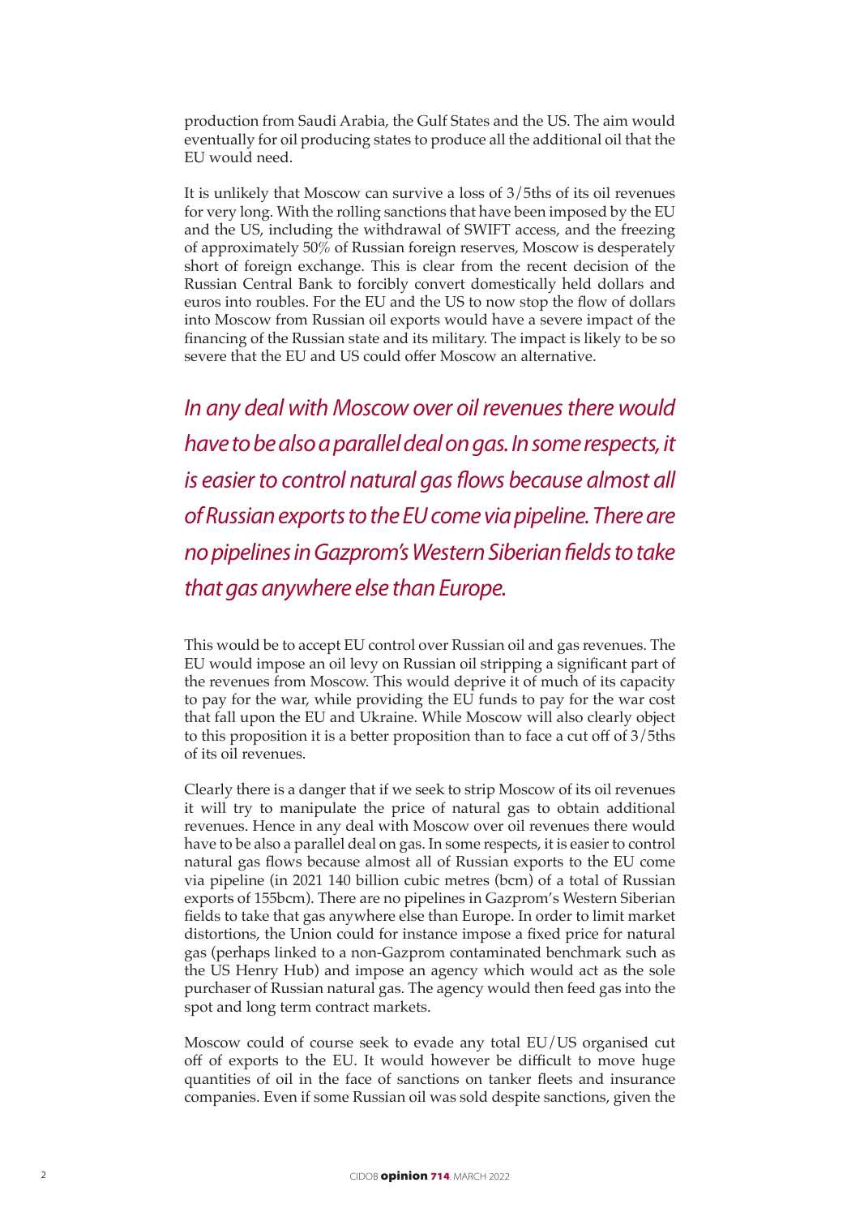production from Saudi Arabia, the Gulf States and the US. The aim would eventually for oil producing states to produce all the additional oil that the EU would need.

It is unlikely that Moscow can survive a loss of 3/5ths of its oil revenues for very long. With the rolling sanctions that have been imposed by the EU and the US, including the withdrawal of SWIFT access, and the freezing of approximately 50% of Russian foreign reserves, Moscow is desperately short of foreign exchange. This is clear from the recent decision of the Russian Central Bank to forcibly convert domestically held dollars and euros into roubles. For the EU and the US to now stop the flow of dollars into Moscow from Russian oil exports would have a severe impact of the financing of the Russian state and its military. The impact is likely to be so severe that the EU and US could offer Moscow an alternative.

*In any deal with Moscow over oil revenues there would have to be also a parallel deal on gas. In some respects, it is easier to control natural gas flows because almost all of Russian exports to the EU come via pipeline. There are no pipelines in Gazprom's Western Siberian fields to take that gas anywhere else than Europe.*

This would be to accept EU control over Russian oil and gas revenues. The EU would impose an oil levy on Russian oil stripping a significant part of the revenues from Moscow. This would deprive it of much of its capacity to pay for the war, while providing the EU funds to pay for the war cost that fall upon the EU and Ukraine. While Moscow will also clearly object to this proposition it is a better proposition than to face a cut off of 3/5ths of its oil revenues.

Clearly there is a danger that if we seek to strip Moscow of its oil revenues it will try to manipulate the price of natural gas to obtain additional revenues. Hence in any deal with Moscow over oil revenues there would have to be also a parallel deal on gas. In some respects, it is easier to control natural gas flows because almost all of Russian exports to the EU come via pipeline (in 2021 140 billion cubic metres (bcm) of a total of Russian exports of 155bcm). There are no pipelines in Gazprom's Western Siberian fields to take that gas anywhere else than Europe. In order to limit market distortions, the Union could for instance impose a fixed price for natural gas (perhaps linked to a non-Gazprom contaminated benchmark such as the US Henry Hub) and impose an agency which would act as the sole purchaser of Russian natural gas. The agency would then feed gas into the spot and long term contract markets.

Moscow could of course seek to evade any total EU/US organised cut off of exports to the EU. It would however be difficult to move huge quantities of oil in the face of sanctions on tanker fleets and insurance companies. Even if some Russian oil was sold despite sanctions, given the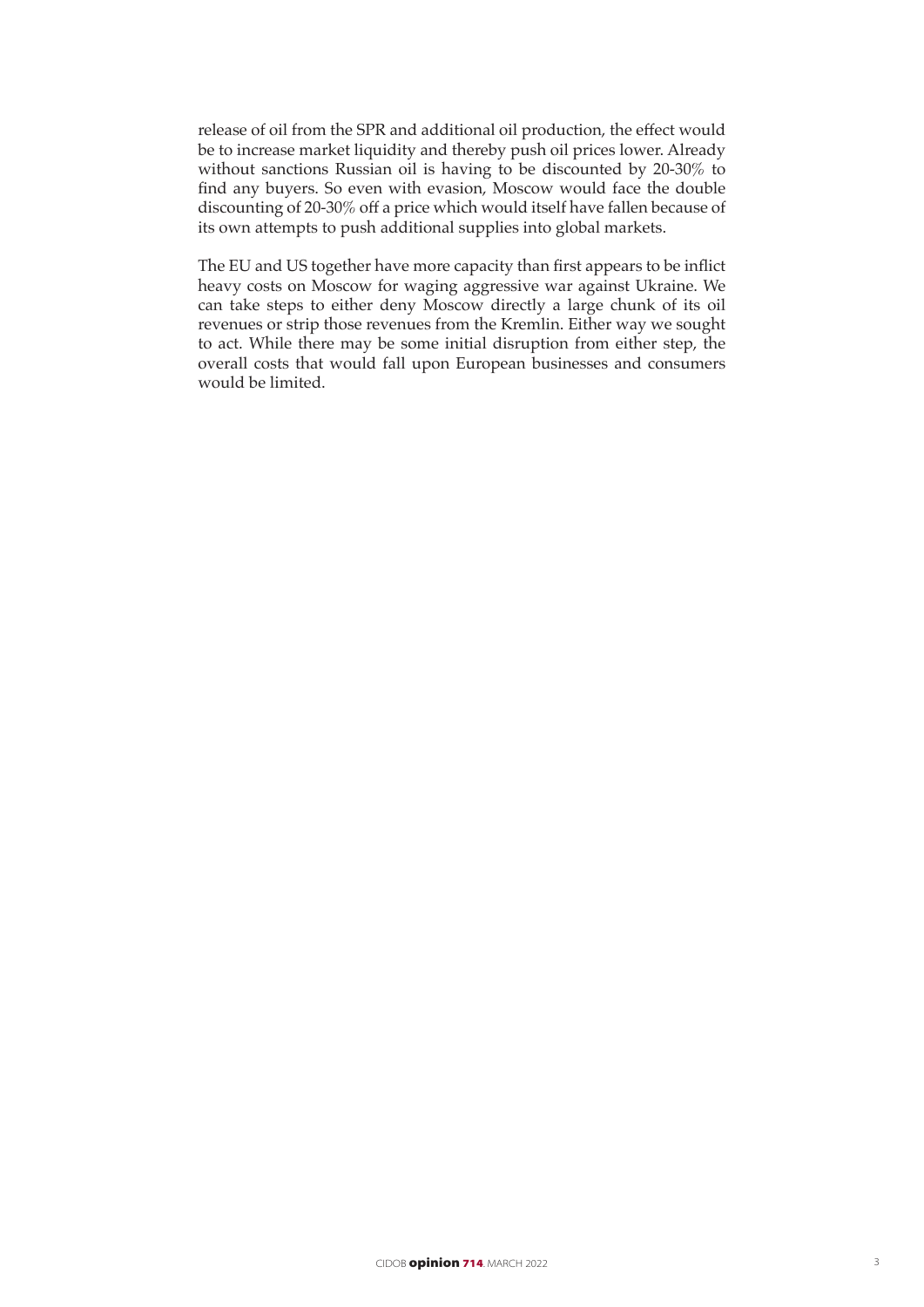release of oil from the SPR and additional oil production, the effect would be to increase market liquidity and thereby push oil prices lower. Already without sanctions Russian oil is having to be discounted by 20-30% to find any buyers. So even with evasion, Moscow would face the double discounting of 20-30% off a price which would itself have fallen because of its own attempts to push additional supplies into global markets.

The EU and US together have more capacity than first appears to be inflict heavy costs on Moscow for waging aggressive war against Ukraine. We can take steps to either deny Moscow directly a large chunk of its oil revenues or strip those revenues from the Kremlin. Either way we sought to act. While there may be some initial disruption from either step, the overall costs that would fall upon European businesses and consumers would be limited.